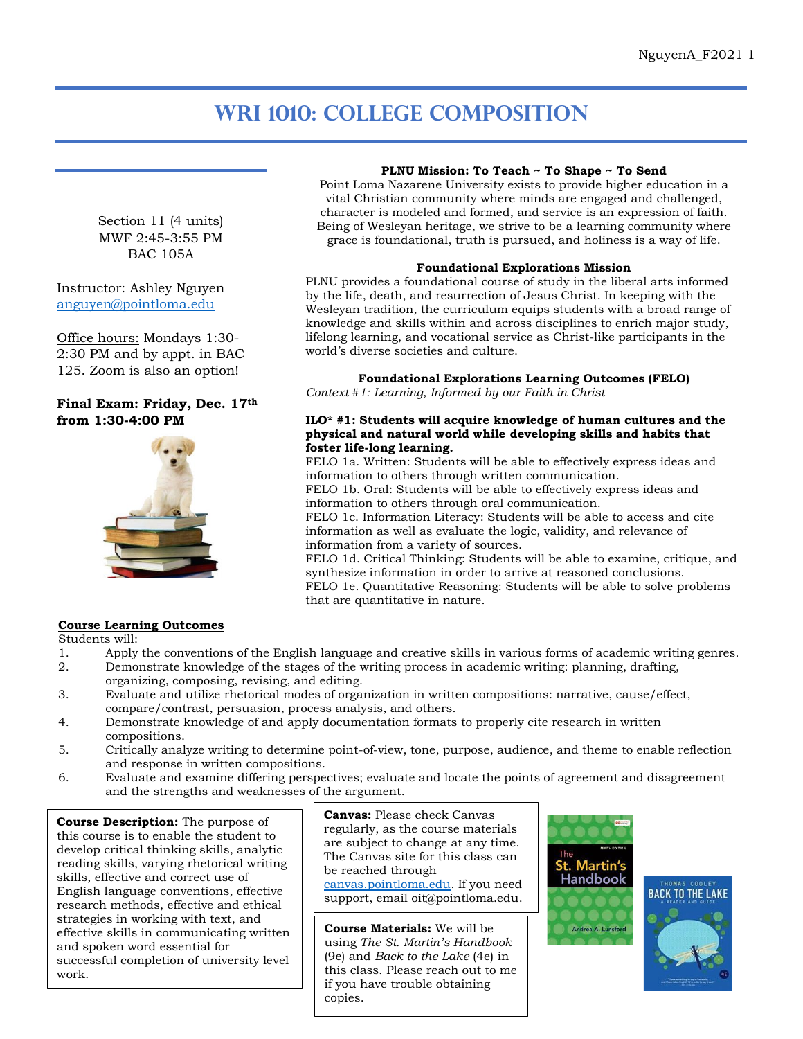# WRI 1010: College Composition

Section 11 (4 units)
MWF 2:45-3:55 PM
BAC 105A

Instructor: Ashley Nguyen
anguyen@pointloma.edu

Office hours: Mondays 1:30-2:30 PM and by appt. in BAC 125. Zoom is also an option!

**Final Exam: Friday, Dec. 17th from 1:30-4:00 PM**

**PLNU Mission: To Teach ~ To Shape ~ To Send**

Point Loma Nazarene University exists to provide higher education in a vital Christian community where minds are engaged and challenged, character is modeled and formed, and service is an expression of faith. Being of Wesleyan heritage, we strive to be a learning community where grace is foundational, truth is pursued, and holiness is a way of life.

**Foundational Explorations Mission**

PLNU provides a foundational course of study in the liberal arts informed by the life, death, and resurrection of Jesus Christ. In keeping with the Wesleyan tradition, the curriculum equips students with a broad range of knowledge and skills within and across disciplines to enrich major study, lifelong learning, and vocational service as Christ-like participants in the world's diverse societies and culture.

**Foundational Explorations Learning Outcomes (FELO)**

*Context #1: Learning, Informed by our Faith in Christ*

**ILO* #1: Students will acquire knowledge of human cultures and the physical and natural world while developing skills and habits that foster life-long learning.**

FELO 1a. Written: Students will be able to effectively express ideas and information to others through written communication.
FELO 1b. Oral: Students will be able to effectively express ideas and information to others through oral communication.
FELO 1c. Information Literacy: Students will be able to access and cite information as well as evaluate the logic, validity, and relevance of information from a variety of sources.
FELO 1d. Critical Thinking: Students will be able to examine, critique, and synthesize information in order to arrive at reasoned conclusions.
FELO 1e. Quantitative Reasoning: Students will be able to solve problems that are quantitative in nature.

**Course Learning Outcomes**

Students will:

1. Apply the conventions of the English language and creative skills in various forms of academic writing genres.
2. Demonstrate knowledge of the stages of the writing process in academic writing: planning, drafting, organizing, composing, revising, and editing.
3. Evaluate and utilize rhetorical modes of organization in written compositions: narrative, cause/effect, compare/contrast, persuasion, process analysis, and others.
4. Demonstrate knowledge of and apply documentation formats to properly cite research in written compositions.
5. Critically analyze writing to determine point-of-view, tone, purpose, audience, and theme to enable reflection and response in written compositions.
6. Evaluate and examine differing perspectives; evaluate and locate the points of agreement and disagreement and the strengths and weaknesses of the argument.

**Course Description:** The purpose of this course is to enable the student to develop critical thinking skills, analytic reading skills, varying rhetorical writing skills, effective and correct use of English language conventions, effective research methods, effective and ethical strategies in working with text, and effective skills in communicating written and spoken word essential for successful completion of university level work.

**Canvas:** Please check Canvas regularly, as the course materials are subject to change at any time. The Canvas site for this class can be reached through canvas.pointloma.edu. If you need support, email oit@pointloma.edu.

**Course Materials:** We will be using *The St. Martin's Handbook* (9e) and *Back to the Lake* (4e) in this class. Please reach out to me if you have trouble obtaining copies.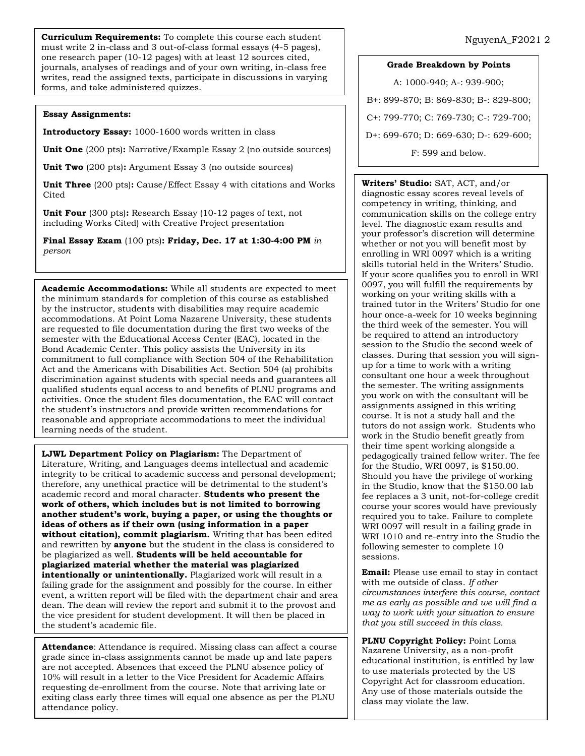**Curriculum Requirements:** To complete this course each student must write 2 in-class and 3 out-of-class formal essays (4-5 pages), one research paper (10-12 pages) with at least 12 sources cited, journals, analyses of readings and of your own writing, in-class free writes, read the assigned texts, participate in discussions in varying forms, and take administered quizzes.

**Essay Assignments:**

**Introductory Essay:** 1000-1600 words written in class

**Unit One** (200 pts)**:** Narrative/Example Essay 2 (no outside sources)

**Unit Two** (200 pts)**:** Argument Essay 3 (no outside sources)

**Unit Three** (200 pts)**:** Cause/Effect Essay 4 with citations and Works Cited

**Unit Four** (300 pts)**:** Research Essay (10-12 pages of text, not including Works Cited) with Creative Project presentation

**Final Essay Exam** (100 pts)**: Friday, Dec. 17 at 1:30-4:00 PM** *in person*

**Academic Accommodations:** While all students are expected to meet the minimum standards for completion of this course as established by the instructor, students with disabilities may require academic accommodations. At Point Loma Nazarene University, these students are requested to file documentation during the first two weeks of the semester with the Educational Access Center (EAC), located in the Bond Academic Center. This policy assists the University in its commitment to full compliance with Section 504 of the Rehabilitation Act and the Americans with Disabilities Act. Section 504 (a) prohibits discrimination against students with special needs and guarantees all qualified students equal access to and benefits of PLNU programs and activities. Once the student files documentation, the EAC will contact the student's instructors and provide written recommendations for reasonable and appropriate accommodations to meet the individual learning needs of the student.

**LJWL Department Policy on Plagiarism:** The Department of Literature, Writing, and Languages deems intellectual and academic integrity to be critical to academic success and personal development; therefore, any unethical practice will be detrimental to the student's academic record and moral character. **Students who present the work of others, which includes but is not limited to borrowing another student's work, buying a paper, or using the thoughts or ideas of others as if their own (using information in a paper without citation), commit plagiarism.** Writing that has been edited and rewritten by **anyone** but the student in the class is considered to be plagiarized as well. **Students will be held accountable for plagiarized material whether the material was plagiarized intentionally or unintentionally.** Plagiarized work will result in a failing grade for the assignment and possibly for the course. In either event, a written report will be filed with the department chair and area dean. The dean will review the report and submit it to the provost and the vice president for student development. It will then be placed in the student's academic file.

**Attendance**: Attendance is required. Missing class can affect a course grade since in-class assignments cannot be made up and late papers are not accepted. Absences that exceed the PLNU absence policy of 10% will result in a letter to the Vice President for Academic Affairs requesting de-enrollment from the course. Note that arriving late or exiting class early three times will equal one absence as per the PLNU attendance policy.

**Grade Breakdown by Points**

A: 1000-940; A-: 939-900;

B+: 899-870; B: 869-830; B-: 829-800;

C+: 799-770; C: 769-730; C-: 729-700;

D+: 699-670; D: 669-630; D-: 629-600;

F: 599 and below.

**Writers' Studio:** SAT, ACT, and/or diagnostic essay scores reveal levels of competency in writing, thinking, and communication skills on the college entry level. The diagnostic exam results and your professor's discretion will determine whether or not you will benefit most by enrolling in WRI 0097 which is a writing skills tutorial held in the Writers' Studio. If your score qualifies you to enroll in WRI 0097, you will fulfill the requirements by working on your writing skills with a trained tutor in the Writers' Studio for one hour once-a-week for 10 weeks beginning the third week of the semester. You will be required to attend an introductory session to the Studio the second week of classes. During that session you will sign-up for a time to work with a writing consultant one hour a week throughout the semester. The writing assignments you work on with the consultant will be assignments assigned in this writing course. It is not a study hall and the tutors do not assign work. Students who work in the Studio benefit greatly from their time spent working alongside a pedagogically trained fellow writer. The fee for the Studio, WRI 0097, is $150.00. Should you have the privilege of working in the Studio, know that the $150.00 lab fee replaces a 3 unit, not-for-college credit course your scores would have previously required you to take. Failure to complete WRI 0097 will result in a failing grade in WRI 1010 and re-entry into the Studio the following semester to complete 10 sessions.

**Email:** Please use email to stay in contact with me outside of class. *If other circumstances interfere this course, contact me as early as possible and we will find a way to work with your situation to ensure that you still succeed in this class.*

**PLNU Copyright Policy:** Point Loma Nazarene University, as a non-profit educational institution, is entitled by law to use materials protected by the US Copyright Act for classroom education. Any use of those materials outside the class may violate the law.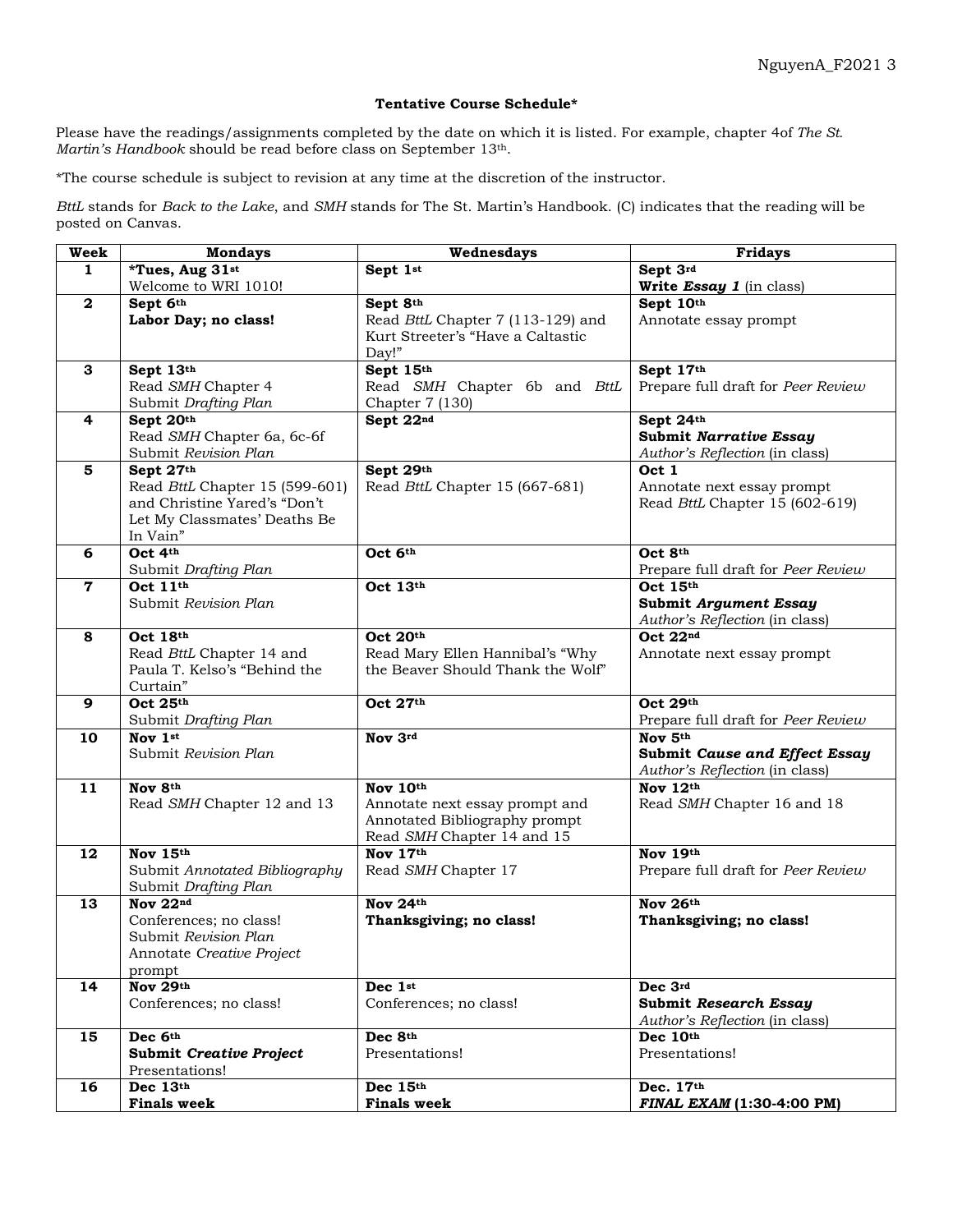**Tentative Course Schedule***

Please have the readings/assignments completed by the date on which it is listed. For example, chapter 4of *The St. Martin's Handbook* should be read before class on September 13th.

*The course schedule is subject to revision at any time at the discretion of the instructor.

*BttL* stands for *Back to the Lake*, and *SMH* stands for The St. Martin's Handbook. (C) indicates that the reading will be posted on Canvas.

| Week | Mondays | Wednesdays | Fridays |
|---|---|---|---|
| **1** | ***Tues, Aug 31st**<br>Welcome to WRI 1010! | **Sept 1st** | **Sept 3rd**<br>**Write *Essay 1*** (in class) |
| **2** | **Sept 6th**<br>**Labor Day; no class!** | **Sept 8th**<br>Read *BttL* Chapter 7 (113-129) and Kurt Streeter's "Have a Caltastic Day!" | **Sept 10th**<br>Annotate essay prompt |
| **3** | **Sept 13th**<br>Read *SMH* Chapter 4<br>Submit *Drafting Plan* | **Sept 15th**<br>Read *SMH* Chapter 6b and *BttL* Chapter 7 (130) | **Sept 17th**<br>Prepare full draft for *Peer Review* |
| **4** | **Sept 20th**<br>Read *SMH* Chapter 6a, 6c-6f<br>Submit *Revision Plan* | **Sept 22nd** | **Sept 24th**<br>**Submit *Narrative Essay***<br>*Author's Reflection* (in class) |
| **5** | **Sept 27th**<br>Read *BttL* Chapter 15 (599-601) and Christine Yared's "Don't Let My Classmates' Deaths Be In Vain" | **Sept 29th**<br>Read *BttL* Chapter 15 (667-681) | **Oct 1**<br>Annotate next essay prompt<br>Read *BttL* Chapter 15 (602-619) |
| **6** | **Oct 4th**<br>Submit *Drafting Plan* | **Oct 6th** | **Oct 8th**<br>Prepare full draft for *Peer Review* |
| **7** | **Oct 11th**<br>Submit *Revision Plan* | **Oct 13th** | **Oct 15th**<br>**Submit *Argument Essay***<br>*Author's Reflection* (in class) |
| **8** | **Oct 18th**<br>Read *BttL* Chapter 14 and Paula T. Kelso's "Behind the Curtain" | **Oct 20th**<br>Read Mary Ellen Hannibal's "Why the Beaver Should Thank the Wolf" | **Oct 22nd**<br>Annotate next essay prompt |
| **9** | **Oct 25th**<br>Submit *Drafting Plan* | **Oct 27th** | **Oct 29th**<br>Prepare full draft for *Peer Review* |
| **10** | **Nov 1st**<br>Submit *Revision Plan* | **Nov 3rd** | **Nov 5th**<br>**Submit *Cause and Effect Essay***<br>*Author's Reflection* (in class) |
| **11** | **Nov 8th**<br>Read *SMH* Chapter 12 and 13 | **Nov 10th**<br>Annotate next essay prompt and Annotated Bibliography prompt<br>Read *SMH* Chapter 14 and 15 | **Nov 12th**<br>Read *SMH* Chapter 16 and 18 |
| **12** | **Nov 15th**<br>Submit *Annotated Bibliography*<br>Submit *Drafting Plan* | **Nov 17th**<br>Read *SMH* Chapter 17 | **Nov 19th**<br>Prepare full draft for *Peer Review* |
| **13** | **Nov 22nd**<br>Conferences; no class!<br>Submit *Revision Plan*<br>Annotate *Creative Project* prompt | **Nov 24th**<br>**Thanksgiving; no class!** | **Nov 26th**<br>**Thanksgiving; no class!** |
| **14** | **Nov 29th**<br>Conferences; no class! | **Dec 1st**<br>Conferences; no class! | **Dec 3rd**<br>**Submit *Research Essay***<br>*Author's Reflection* (in class) |
| **15** | **Dec 6th**<br>**Submit *Creative Project***<br>Presentations! | **Dec 8th**<br>Presentations! | **Dec 10th**<br>Presentations! |
| **16** | **Dec 13th**<br>**Finals week** | **Dec 15th**<br>**Finals week** | **Dec. 17th**<br>***FINAL EXAM* (1:30-4:00 PM)** |